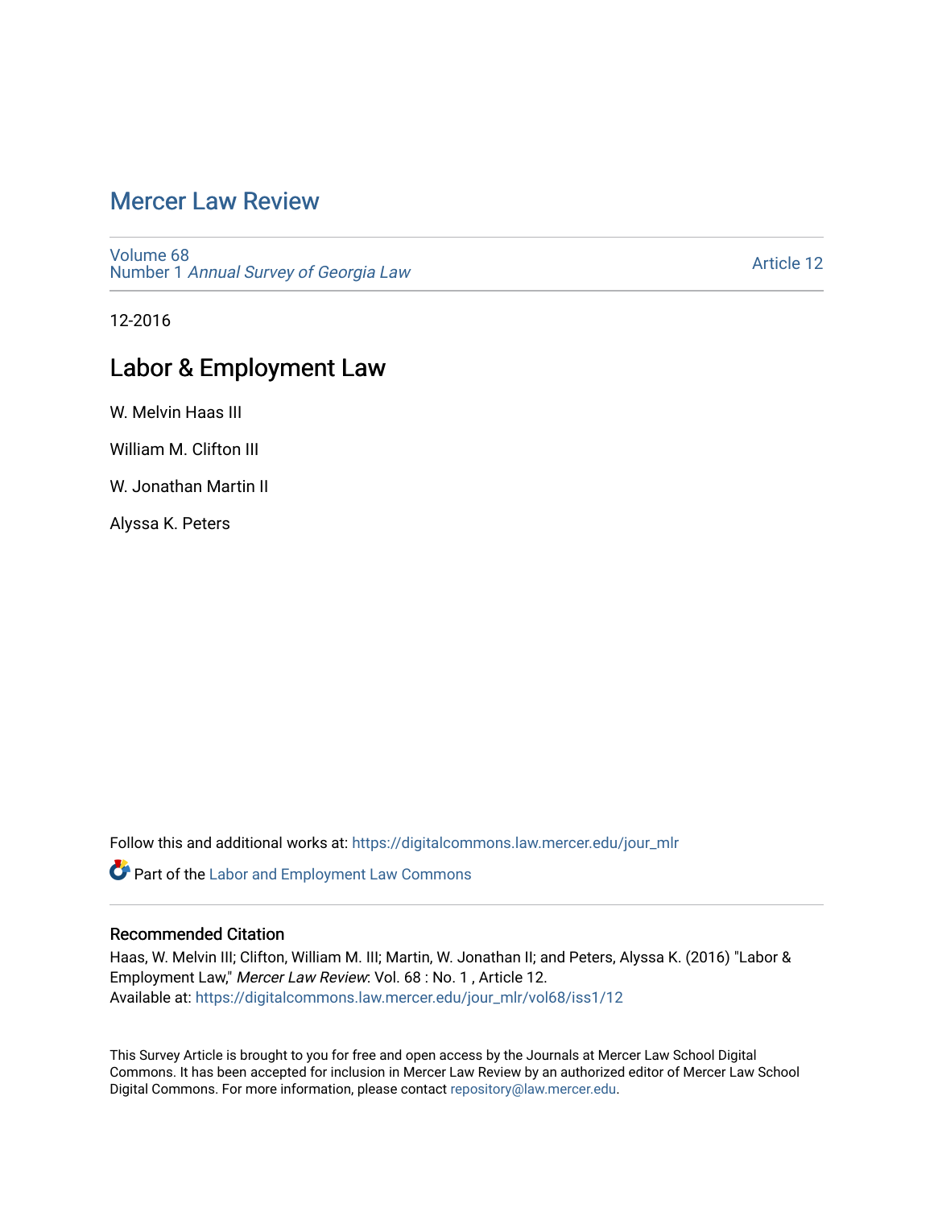# Mercer Law Review

Volume 68
Number 1 *Annual Survey of Georgia Law*

Article 12

12-2016

## Labor & Employment Law

W. Melvin Haas III

William M. Clifton III

W. Jonathan Martin II

Alyssa K. Peters

Follow this and additional works at: https://digitalcommons.law.mercer.edu/jour_mlr

Part of the Labor and Employment Law Commons

### Recommended Citation

Haas, W. Melvin III; Clifton, William M. III; Martin, W. Jonathan II; and Peters, Alyssa K. (2016) "Labor & Employment Law," *Mercer Law Review*: Vol. 68 : No. 1 , Article 12.
Available at: https://digitalcommons.law.mercer.edu/jour_mlr/vol68/iss1/12

This Survey Article is brought to you for free and open access by the Journals at Mercer Law School Digital Commons. It has been accepted for inclusion in Mercer Law Review by an authorized editor of Mercer Law School Digital Commons. For more information, please contact repository@law.mercer.edu.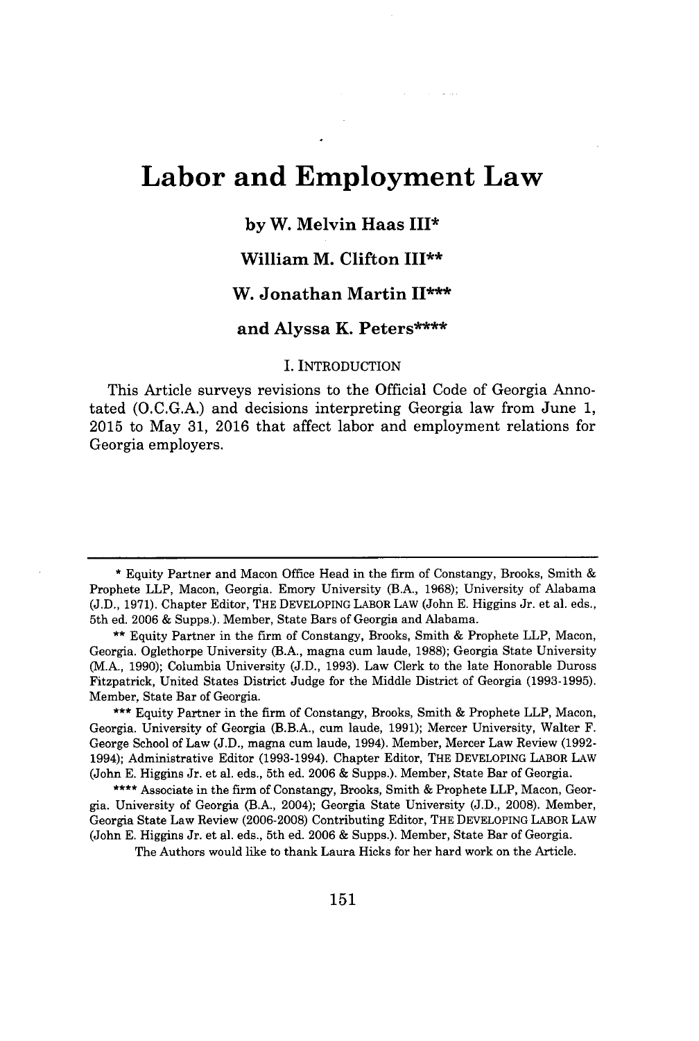# Labor and Employment Law

**by W. Melvin Haas III***

**William M. Clifton III****

**W. Jonathan Martin II*****

**and Alyssa K. Peters******

## I. INTRODUCTION

This Article surveys revisions to the Official Code of Georgia Annotated (O.C.G.A.) and decisions interpreting Georgia law from June 1, 2015 to May 31, 2016 that affect labor and employment relations for Georgia employers.

---

\* Equity Partner and Macon Office Head in the firm of Constangy, Brooks, Smith & Prophete LLP, Macon, Georgia. Emory University (B.A., 1968); University of Alabama (J.D., 1971). Chapter Editor, THE DEVELOPING LABOR LAW (John E. Higgins Jr. et al. eds., 5th ed. 2006 & Supps.). Member, State Bars of Georgia and Alabama.

\*\* Equity Partner in the firm of Constangy, Brooks, Smith & Prophete LLP, Macon, Georgia. Oglethorpe University (B.A., magna cum laude, 1988); Georgia State University (M.A., 1990); Columbia University (J.D., 1993). Law Clerk to the late Honorable Duross Fitzpatrick, United States District Judge for the Middle District of Georgia (1993-1995). Member, State Bar of Georgia.

\*\*\* Equity Partner in the firm of Constangy, Brooks, Smith & Prophete LLP, Macon, Georgia. University of Georgia (B.B.A., cum laude, 1991); Mercer University, Walter F. George School of Law (J.D., magna cum laude, 1994). Member, Mercer Law Review (1992-1994); Administrative Editor (1993-1994). Chapter Editor, THE DEVELOPING LABOR LAW (John E. Higgins Jr. et al. eds., 5th ed. 2006 & Supps.). Member, State Bar of Georgia.

\*\*\*\* Associate in the firm of Constangy, Brooks, Smith & Prophete LLP, Macon, Georgia. University of Georgia (B.A., 2004); Georgia State University (J.D., 2008). Member, Georgia State Law Review (2006-2008) Contributing Editor, THE DEVELOPING LABOR LAW (John E. Higgins Jr. et al. eds., 5th ed. 2006 & Supps.). Member, State Bar of Georgia.

The Authors would like to thank Laura Hicks for her hard work on the Article.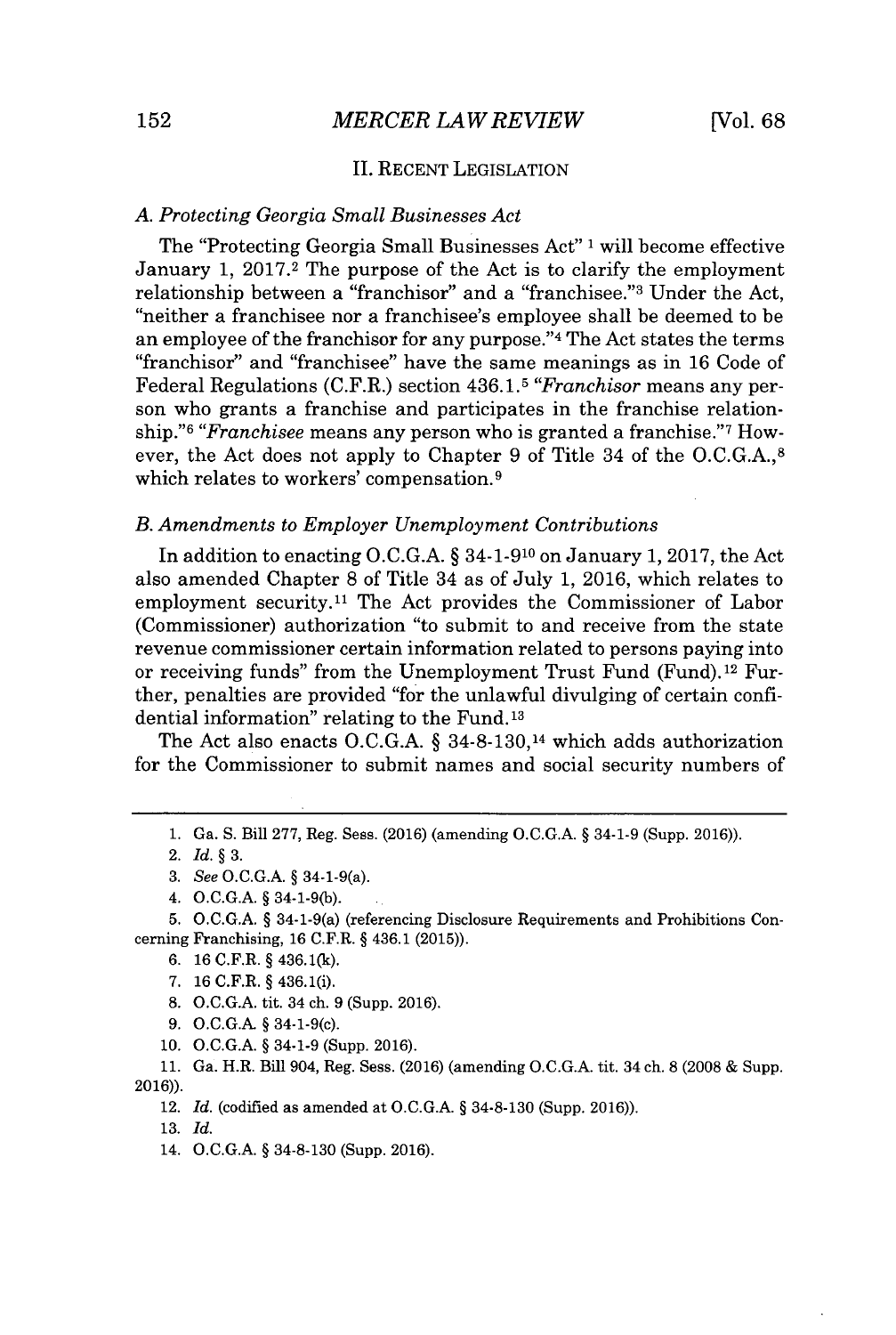## II. RECENT LEGISLATION

### *A. Protecting Georgia Small Businesses Act*

The "Protecting Georgia Small Businesses Act" [1] will become effective January 1, 2017.[2] The purpose of the Act is to clarify the employment relationship between a "franchisor" and a "franchisee."[3] Under the Act, "neither a franchisee nor a franchisee's employee shall be deemed to be an employee of the franchisor for any purpose."[4] The Act states the terms "franchisor" and "franchisee" have the same meanings as in 16 Code of Federal Regulations (C.F.R.) section 436.1.[5] "*Franchisor* means any person who grants a franchise and participates in the franchise relationship."[6] "*Franchisee* means any person who is granted a franchise."[7] However, the Act does not apply to Chapter 9 of Title 34 of the O.C.G.A.,[8] which relates to workers' compensation.[9]

### *B. Amendments to Employer Unemployment Contributions*

In addition to enacting O.C.G.A. § 34-1-9[10] on January 1, 2017, the Act also amended Chapter 8 of Title 34 as of July 1, 2016, which relates to employment security.[11] The Act provides the Commissioner of Labor (Commissioner) authorization "to submit to and receive from the state revenue commissioner certain information related to persons paying into or receiving funds" from the Unemployment Trust Fund (Fund).[12] Further, penalties are provided "for the unlawful divulging of certain confidential information" relating to the Fund.[13]

The Act also enacts O.C.G.A. § 34-8-130,[14] which adds authorization for the Commissioner to submit names and social security numbers of

---

1. Ga. S. Bill 277, Reg. Sess. (2016) (amending O.C.G.A. § 34-1-9 (Supp. 2016)).
2. *Id.* § 3.
3. *See* O.C.G.A. § 34-1-9(a).
4. O.C.G.A. § 34-1-9(b).
5. O.C.G.A. § 34-1-9(a) (referencing Disclosure Requirements and Prohibitions Concerning Franchising, 16 C.F.R. § 436.1 (2015)).
6. 16 C.F.R. § 436.1(k).
7. 16 C.F.R. § 436.1(i).
8. O.C.G.A. tit. 34 ch. 9 (Supp. 2016).
9. O.C.G.A. § 34-1-9(c).
10. O.C.G.A. § 34-1-9 (Supp. 2016).
11. Ga. H.R. Bill 904, Reg. Sess. (2016) (amending O.C.G.A. tit. 34 ch. 8 (2008 & Supp. 2016)).
12. *Id.* (codified as amended at O.C.G.A. § 34-8-130 (Supp. 2016)).
13. *Id.*
14. O.C.G.A. § 34-8-130 (Supp. 2016).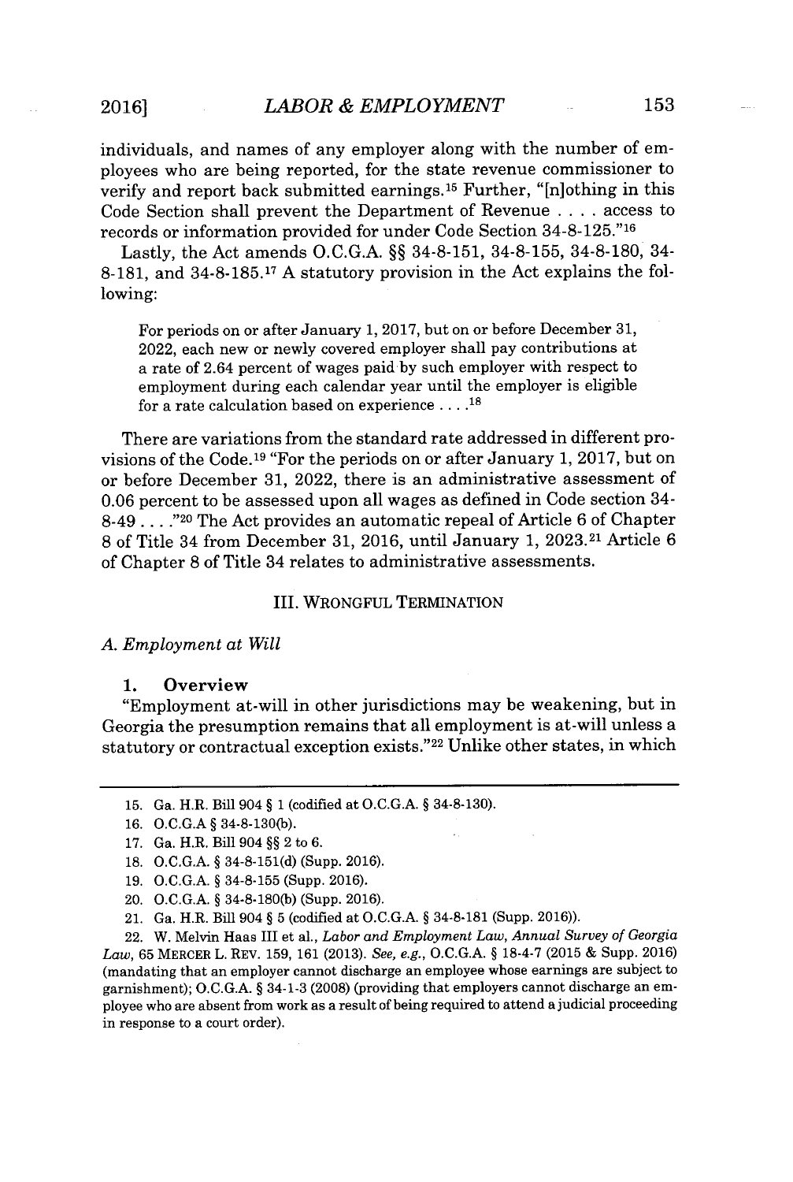individuals, and names of any employer along with the number of employees who are being reported, for the state revenue commissioner to verify and report back submitted earnings.[15] Further, "[n]othing in this Code Section shall prevent the Department of Revenue . . . . access to records or information provided for under Code Section 34-8-125."[16]

Lastly, the Act amends O.C.G.A. §§ 34-8-151, 34-8-155, 34-8-180, 34-8-181, and 34-8-185.[17] A statutory provision in the Act explains the following:

> For periods on or after January 1, 2017, but on or before December 31, 2022, each new or newly covered employer shall pay contributions at a rate of 2.64 percent of wages paid by such employer with respect to employment during each calendar year until the employer is eligible for a rate calculation based on experience . . . .[18]

There are variations from the standard rate addressed in different provisions of the Code.[19] "For the periods on or after January 1, 2017, but on or before December 31, 2022, there is an administrative assessment of 0.06 percent to be assessed upon all wages as defined in Code section 34-8-49 . . . ."[20] The Act provides an automatic repeal of Article 6 of Chapter 8 of Title 34 from December 31, 2016, until January 1, 2023.[21] Article 6 of Chapter 8 of Title 34 relates to administrative assessments.

## III. WRONGFUL TERMINATION

### *A. Employment at Will*

#### 1. Overview

"Employment at-will in other jurisdictions may be weakening, but in Georgia the presumption remains that all employment is at-will unless a statutory or contractual exception exists."[22] Unlike other states, in which

---

15. Ga. H.R. Bill 904 § 1 (codified at O.C.G.A. § 34-8-130).

16. O.C.G.A § 34-8-130(b).

17. Ga. H.R. Bill 904 §§ 2 to 6.

18. O.C.G.A. § 34-8-151(d) (Supp. 2016).

19. O.C.G.A. § 34-8-155 (Supp. 2016).

20. O.C.G.A. § 34-8-180(b) (Supp. 2016).

21. Ga. H.R. Bill 904 § 5 (codified at O.C.G.A. § 34-8-181 (Supp. 2016)).

22. W. Melvin Haas III et al., *Labor and Employment Law, Annual Survey of Georgia Law*, 65 MERCER L. REV. 159, 161 (2013). *See, e.g.*, O.C.G.A. § 18-4-7 (2015 & Supp. 2016) (mandating that an employer cannot discharge an employee whose earnings are subject to garnishment); O.C.G.A. § 34-1-3 (2008) (providing that employers cannot discharge an employee who are absent from work as a result of being required to attend a judicial proceeding in response to a court order).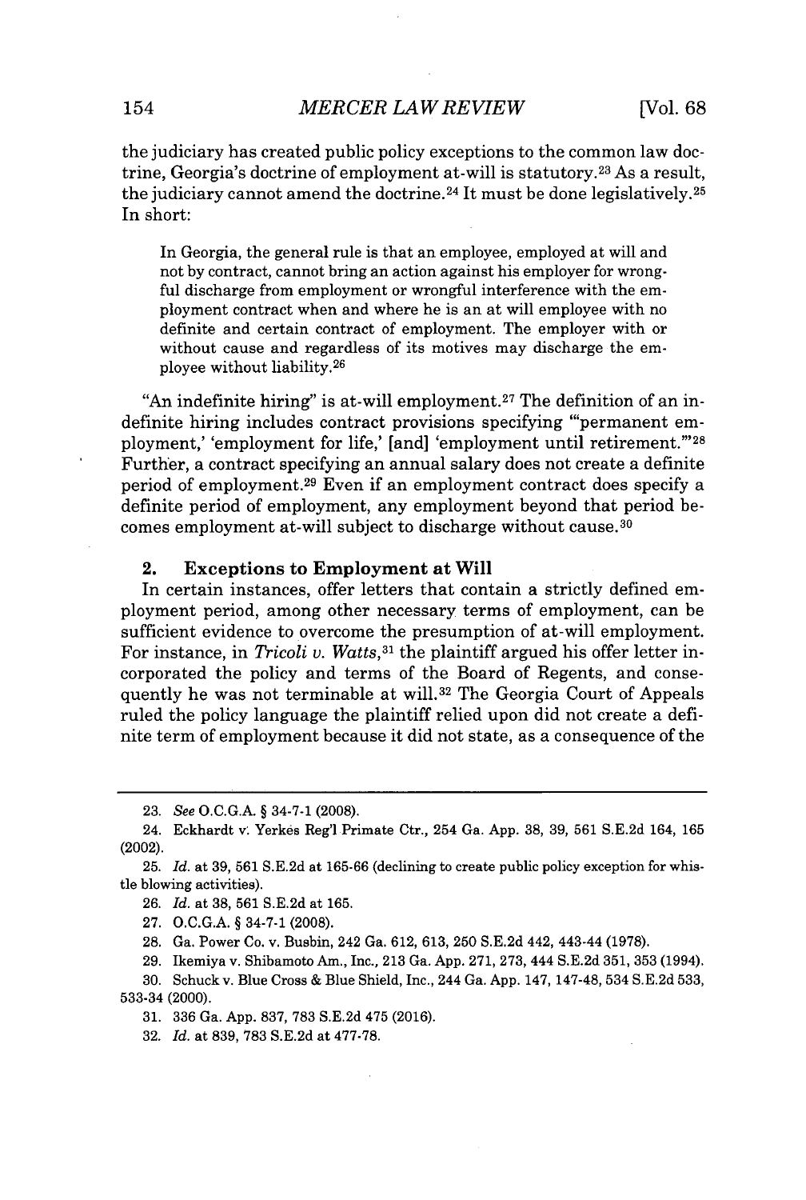the judiciary has created public policy exceptions to the common law doctrine, Georgia's doctrine of employment at-will is statutory.[23] As a result, the judiciary cannot amend the doctrine.[24] It must be done legislatively.[25] In short:

> In Georgia, the general rule is that an employee, employed at will and not by contract, cannot bring an action against his employer for wrongful discharge from employment or wrongful interference with the employment contract when and where he is an at will employee with no definite and certain contract of employment. The employer with or without cause and regardless of its motives may discharge the employee without liability.[26]

"An indefinite hiring" is at-will employment.[27] The definition of an indefinite hiring includes contract provisions specifying "'permanent employment,' 'employment for life,' [and] 'employment until retirement.'"[28] Further, a contract specifying an annual salary does not create a definite period of employment.[29] Even if an employment contract does specify a definite period of employment, any employment beyond that period becomes employment at-will subject to discharge without cause.[30]

### 2. Exceptions to Employment at Will

In certain instances, offer letters that contain a strictly defined employment period, among other necessary terms of employment, can be sufficient evidence to overcome the presumption of at-will employment. For instance, in *Tricoli v. Watts*,[31] the plaintiff argued his offer letter incorporated the policy and terms of the Board of Regents, and consequently he was not terminable at will.[32] The Georgia Court of Appeals ruled the policy language the plaintiff relied upon did not create a definite term of employment because it did not state, as a consequence of the

---

23. *See* O.C.G.A. § 34-7-1 (2008).

24. Eckhardt v. Yerkes Reg'l Primate Ctr., 254 Ga. App. 38, 39, 561 S.E.2d 164, 165 (2002).

25. *Id.* at 39, 561 S.E.2d at 165-66 (declining to create public policy exception for whistle blowing activities).

26. *Id.* at 38, 561 S.E.2d at 165.

27. O.C.G.A. § 34-7-1 (2008).

28. Ga. Power Co. v. Busbin, 242 Ga. 612, 613, 250 S.E.2d 442, 443-44 (1978).

29. Ikemiya v. Shibamoto Am., Inc., 213 Ga. App. 271, 273, 444 S.E.2d 351, 353 (1994).

30. Schuck v. Blue Cross & Blue Shield, Inc., 244 Ga. App. 147, 147-48, 534 S.E.2d 533, 533-34 (2000).

31. 336 Ga. App. 837, 783 S.E.2d 475 (2016).

32. *Id.* at 839, 783 S.E.2d at 477-78.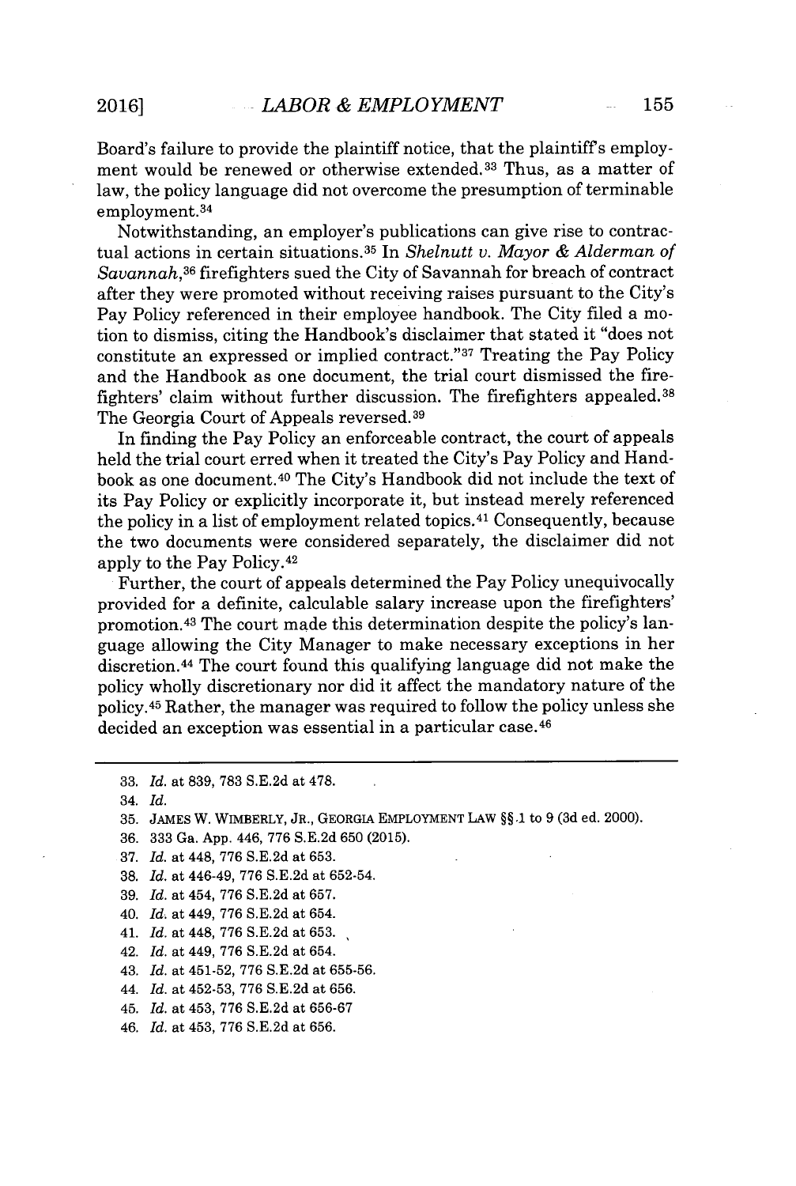Board's failure to provide the plaintiff notice, that the plaintiff's employment would be renewed or otherwise extended.[33] Thus, as a matter of law, the policy language did not overcome the presumption of terminable employment.[34]

Notwithstanding, an employer's publications can give rise to contractual actions in certain situations.[35] In *Shelnutt v. Mayor & Alderman of Savannah*,[36] firefighters sued the City of Savannah for breach of contract after they were promoted without receiving raises pursuant to the City's Pay Policy referenced in their employee handbook. The City filed a motion to dismiss, citing the Handbook's disclaimer that stated it "does not constitute an expressed or implied contract."[37] Treating the Pay Policy and the Handbook as one document, the trial court dismissed the firefighters' claim without further discussion. The firefighters appealed.[38] The Georgia Court of Appeals reversed.[39]

In finding the Pay Policy an enforceable contract, the court of appeals held the trial court erred when it treated the City's Pay Policy and Handbook as one document.[40] The City's Handbook did not include the text of its Pay Policy or explicitly incorporate it, but instead merely referenced the policy in a list of employment related topics.[41] Consequently, because the two documents were considered separately, the disclaimer did not apply to the Pay Policy.[42]

Further, the court of appeals determined the Pay Policy unequivocally provided for a definite, calculable salary increase upon the firefighters' promotion.[43] The court made this determination despite the policy's language allowing the City Manager to make necessary exceptions in her discretion.[44] The court found this qualifying language did not make the policy wholly discretionary nor did it affect the mandatory nature of the policy.[45] Rather, the manager was required to follow the policy unless she decided an exception was essential in a particular case.[46]

---

33. *Id.* at 839, 783 S.E.2d at 478.
34. *Id.*
35. JAMES W. WIMBERLY, JR., GEORGIA EMPLOYMENT LAW §§ 1 to 9 (3d ed. 2000).
36. 333 Ga. App. 446, 776 S.E.2d 650 (2015).
37. *Id.* at 448, 776 S.E.2d at 653.
38. *Id.* at 446-49, 776 S.E.2d at 652-54.
39. *Id.* at 454, 776 S.E.2d at 657.
40. *Id.* at 449, 776 S.E.2d at 654.
41. *Id.* at 448, 776 S.E.2d at 653.
42. *Id.* at 449, 776 S.E.2d at 654.
43. *Id.* at 451-52, 776 S.E.2d at 655-56.
44. *Id.* at 452-53, 776 S.E.2d at 656.
45. *Id.* at 453, 776 S.E.2d at 656-67
46. *Id.* at 453, 776 S.E.2d at 656.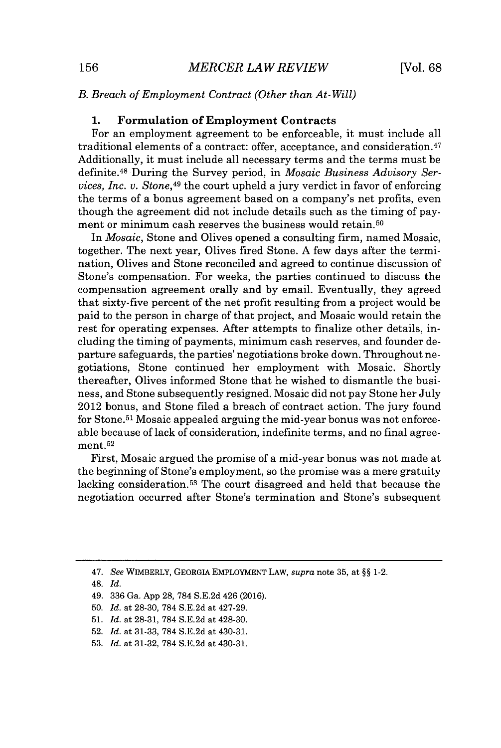### B. Breach of Employment Contract (Other than At-Will)

#### 1. Formulation of Employment Contracts

For an employment agreement to be enforceable, it must include all traditional elements of a contract: offer, acceptance, and consideration.[47] Additionally, it must include all necessary terms and the terms must be definite.[48] During the Survey period, in *Mosaic Business Advisory Services, Inc. v. Stone*,[49] the court upheld a jury verdict in favor of enforcing the terms of a bonus agreement based on a company's net profits, even though the agreement did not include details such as the timing of payment or minimum cash reserves the business would retain.[50]

In *Mosaic*, Stone and Olives opened a consulting firm, named Mosaic, together. The next year, Olives fired Stone. A few days after the termination, Olives and Stone reconciled and agreed to continue discussion of Stone's compensation. For weeks, the parties continued to discuss the compensation agreement orally and by email. Eventually, they agreed that sixty-five percent of the net profit resulting from a project would be paid to the person in charge of that project, and Mosaic would retain the rest for operating expenses. After attempts to finalize other details, including the timing of payments, minimum cash reserves, and founder departure safeguards, the parties' negotiations broke down. Throughout negotiations, Stone continued her employment with Mosaic. Shortly thereafter, Olives informed Stone that he wished to dismantle the business, and Stone subsequently resigned. Mosaic did not pay Stone her July 2012 bonus, and Stone filed a breach of contract action. The jury found for Stone.[51] Mosaic appealed arguing the mid-year bonus was not enforceable because of lack of consideration, indefinite terms, and no final agreement.[52]

First, Mosaic argued the promise of a mid-year bonus was not made at the beginning of Stone's employment, so the promise was a mere gratuity lacking consideration.[53] The court disagreed and held that because the negotiation occurred after Stone's termination and Stone's subsequent

---

47. *See* WIMBERLY, GEORGIA EMPLOYMENT LAW, *supra* note 35, at §§ 1-2.

48. *Id.*

49. 336 Ga. App 28, 784 S.E.2d 426 (2016).

50. *Id.* at 28-30, 784 S.E.2d at 427-29.

51. *Id.* at 28-31, 784 S.E.2d at 428-30.

52. *Id.* at 31-33, 784 S.E.2d at 430-31.

53. *Id.* at 31-32, 784 S.E.2d at 430-31.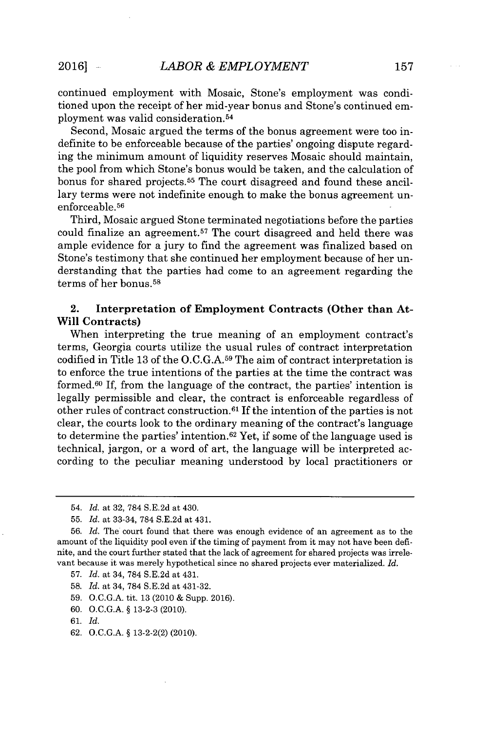continued employment with Mosaic, Stone's employment was conditioned upon the receipt of her mid-year bonus and Stone's continued employment was valid consideration.[54]

Second, Mosaic argued the terms of the bonus agreement were too indefinite to be enforceable because of the parties' ongoing dispute regarding the minimum amount of liquidity reserves Mosaic should maintain, the pool from which Stone's bonus would be taken, and the calculation of bonus for shared projects.[55] The court disagreed and found these ancillary terms were not indefinite enough to make the bonus agreement unenforceable.[56]

Third, Mosaic argued Stone terminated negotiations before the parties could finalize an agreement.[57] The court disagreed and held there was ample evidence for a jury to find the agreement was finalized based on Stone's testimony that she continued her employment because of her understanding that the parties had come to an agreement regarding the terms of her bonus.[58]

### 2. Interpretation of Employment Contracts (Other than At-Will Contracts)

When interpreting the true meaning of an employment contract's terms, Georgia courts utilize the usual rules of contract interpretation codified in Title 13 of the O.C.G.A.[59] The aim of contract interpretation is to enforce the true intentions of the parties at the time the contract was formed.[60] If, from the language of the contract, the parties' intention is legally permissible and clear, the contract is enforceable regardless of other rules of contract construction.[61] If the intention of the parties is not clear, the courts look to the ordinary meaning of the contract's language to determine the parties' intention.[62] Yet, if some of the language used is technical, jargon, or a word of art, the language will be interpreted according to the peculiar meaning understood by local practitioners or

---

54. *Id.* at 32, 784 S.E.2d at 430.

55. *Id.* at 33-34, 784 S.E.2d at 431.

56. *Id.* The court found that there was enough evidence of an agreement as to the amount of the liquidity pool even if the timing of payment from it may not have been definite, and the court further stated that the lack of agreement for shared projects was irrelevant because it was merely hypothetical since no shared projects ever materialized. *Id.*

57. *Id.* at 34, 784 S.E.2d at 431.

58. *Id.* at 34, 784 S.E.2d at 431-32.

59. O.C.G.A. tit. 13 (2010 & Supp. 2016).

60. O.C.G.A. § 13-2-3 (2010).

61. *Id.*

62. O.C.G.A. § 13-2-2(2) (2010).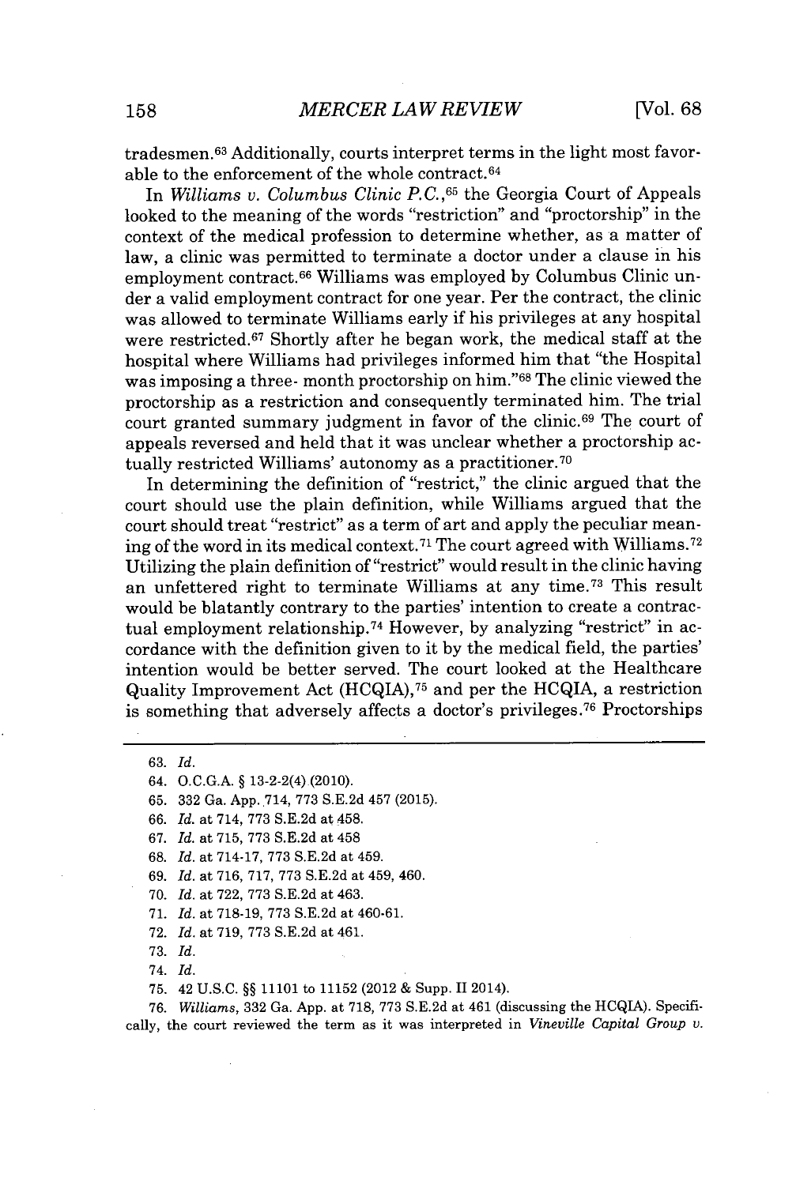tradesmen.[63] Additionally, courts interpret terms in the light most favorable to the enforcement of the whole contract.[64]

In *Williams v. Columbus Clinic P.C.*,[65] the Georgia Court of Appeals looked to the meaning of the words "restriction" and "proctorship" in the context of the medical profession to determine whether, as a matter of law, a clinic was permitted to terminate a doctor under a clause in his employment contract.[66] Williams was employed by Columbus Clinic under a valid employment contract for one year. Per the contract, the clinic was allowed to terminate Williams early if his privileges at any hospital were restricted.[67] Shortly after he began work, the medical staff at the hospital where Williams had privileges informed him that "the Hospital was imposing a three- month proctorship on him."[68] The clinic viewed the proctorship as a restriction and consequently terminated him. The trial court granted summary judgment in favor of the clinic.[69] The court of appeals reversed and held that it was unclear whether a proctorship actually restricted Williams' autonomy as a practitioner.[70]

In determining the definition of "restrict," the clinic argued that the court should use the plain definition, while Williams argued that the court should treat "restrict" as a term of art and apply the peculiar meaning of the word in its medical context.[71] The court agreed with Williams.[72] Utilizing the plain definition of "restrict" would result in the clinic having an unfettered right to terminate Williams at any time.[73] This result would be blatantly contrary to the parties' intention to create a contractual employment relationship.[74] However, by analyzing "restrict" in accordance with the definition given to it by the medical field, the parties' intention would be better served. The court looked at the Healthcare Quality Improvement Act (HCQIA),[75] and per the HCQIA, a restriction is something that adversely affects a doctor's privileges.[76] Proctorships

---

63. *Id.*

64. O.C.G.A. § 13-2-2(4) (2010).

65. 332 Ga. App. 714, 773 S.E.2d 457 (2015).

66. *Id.* at 714, 773 S.E.2d at 458.

67. *Id.* at 715, 773 S.E.2d at 458

68. *Id.* at 714-17, 773 S.E.2d at 459.

69. *Id.* at 716, 717, 773 S.E.2d at 459, 460.

70. *Id.* at 722, 773 S.E.2d at 463.

71. *Id.* at 718-19, 773 S.E.2d at 460-61.

72. *Id.* at 719, 773 S.E.2d at 461.

73. *Id.*

74. *Id.*

75. 42 U.S.C. §§ 11101 to 11152 (2012 & Supp. II 2014).

76. *Williams*, 332 Ga. App. at 718, 773 S.E.2d at 461 (discussing the HCQIA). Specifically, the court reviewed the term as it was interpreted in *Vineville Capital Group v.*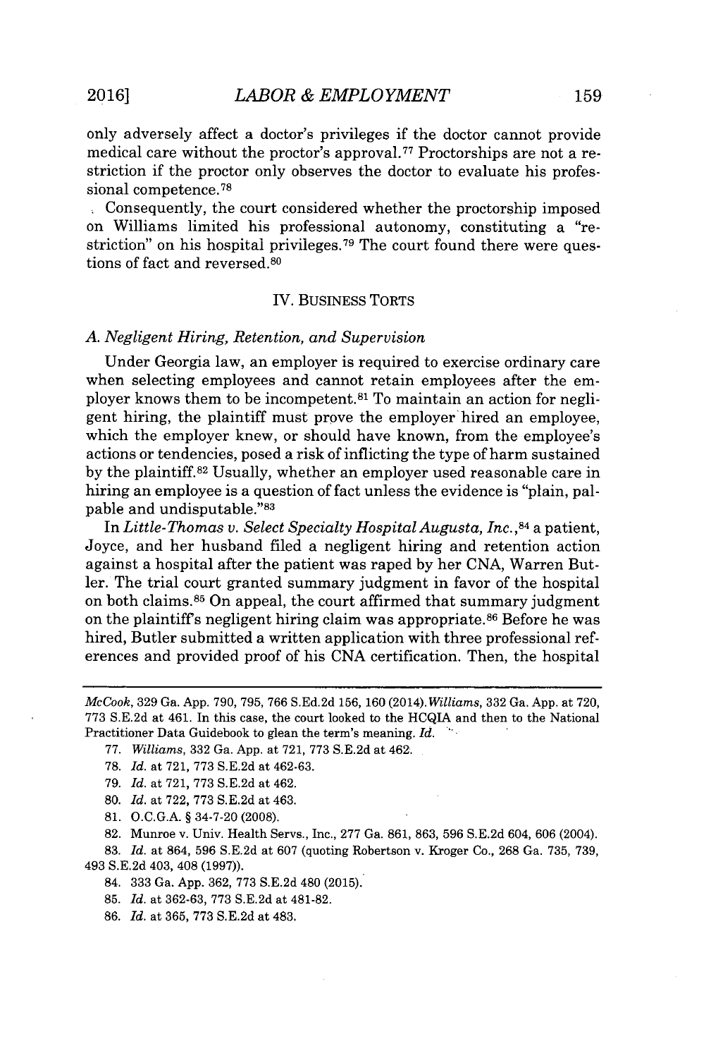only adversely affect a doctor's privileges if the doctor cannot provide medical care without the proctor's approval.[77] Proctorships are not a restriction if the proctor only observes the doctor to evaluate his professional competence.[78]

Consequently, the court considered whether the proctorship imposed on Williams limited his professional autonomy, constituting a "restriction" on his hospital privileges.[79] The court found there were questions of fact and reversed.[80]

## IV. BUSINESS TORTS

### *A. Negligent Hiring, Retention, and Supervision*

Under Georgia law, an employer is required to exercise ordinary care when selecting employees and cannot retain employees after the employer knows them to be incompetent.[81] To maintain an action for negligent hiring, the plaintiff must prove the employer hired an employee, which the employer knew, or should have known, from the employee's actions or tendencies, posed a risk of inflicting the type of harm sustained by the plaintiff.[82] Usually, whether an employer used reasonable care in hiring an employee is a question of fact unless the evidence is "plain, palpable and undisputable."[83]

In *Little-Thomas v. Select Specialty Hospital Augusta, Inc.*,[84] a patient, Joyce, and her husband filed a negligent hiring and retention action against a hospital after the patient was raped by her CNA, Warren Butler. The trial court granted summary judgment in favor of the hospital on both claims.[85] On appeal, the court affirmed that summary judgment on the plaintiff's negligent hiring claim was appropriate.[86] Before he was hired, Butler submitted a written application with three professional references and provided proof of his CNA certification. Then, the hospital

---

*McCook*, 329 Ga. App. 790, 795, 766 S.Ed.2d 156, 160 (2014). *Williams*, 332 Ga. App. at 720, 773 S.E.2d at 461. In this case, the court looked to the HCQIA and then to the National Practitioner Data Guidebook to glean the term's meaning. *Id.*

77. *Williams*, 332 Ga. App. at 721, 773 S.E.2d at 462.

78. *Id.* at 721, 773 S.E.2d at 462-63.

79. *Id.* at 721, 773 S.E.2d at 462.

80. *Id.* at 722, 773 S.E.2d at 463.

81. O.C.G.A. § 34-7-20 (2008).

82. Munroe v. Univ. Health Servs., Inc., 277 Ga. 861, 863, 596 S.E.2d 604, 606 (2004).

83. *Id.* at 864, 596 S.E.2d at 607 (quoting Robertson v. Kroger Co., 268 Ga. 735, 739, 493 S.E.2d 403, 408 (1997)).

84. 333 Ga. App. 362, 773 S.E.2d 480 (2015).

85. *Id.* at 362-63, 773 S.E.2d at 481-82.

86. *Id.* at 365, 773 S.E.2d at 483.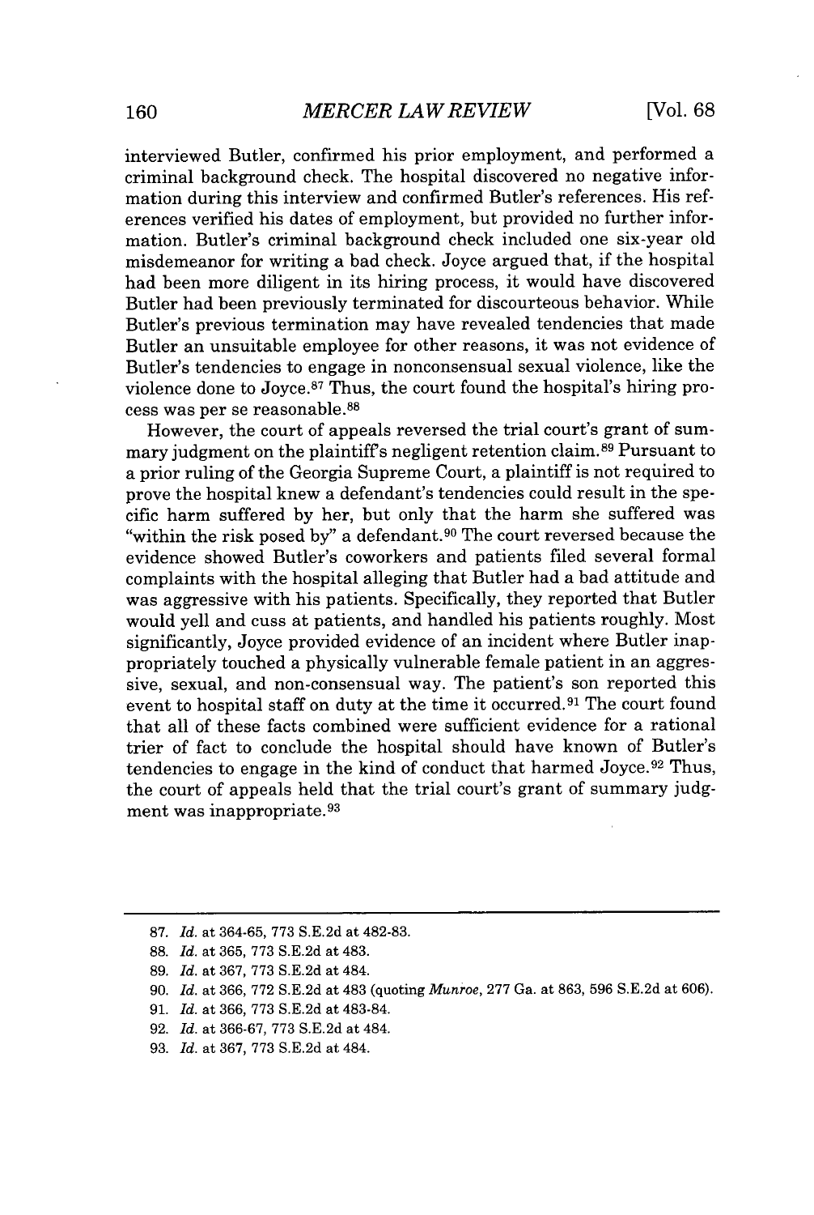interviewed Butler, confirmed his prior employment, and performed a criminal background check. The hospital discovered no negative information during this interview and confirmed Butler's references. His references verified his dates of employment, but provided no further information. Butler's criminal background check included one six-year old misdemeanor for writing a bad check. Joyce argued that, if the hospital had been more diligent in its hiring process, it would have discovered Butler had been previously terminated for discourteous behavior. While Butler's previous termination may have revealed tendencies that made Butler an unsuitable employee for other reasons, it was not evidence of Butler's tendencies to engage in nonconsensual sexual violence, like the violence done to Joyce.[87] Thus, the court found the hospital's hiring process was per se reasonable.[88]

However, the court of appeals reversed the trial court's grant of summary judgment on the plaintiff's negligent retention claim.[89] Pursuant to a prior ruling of the Georgia Supreme Court, a plaintiff is not required to prove the hospital knew a defendant's tendencies could result in the specific harm suffered by her, but only that the harm she suffered was "within the risk posed by" a defendant.[90] The court reversed because the evidence showed Butler's coworkers and patients filed several formal complaints with the hospital alleging that Butler had a bad attitude and was aggressive with his patients. Specifically, they reported that Butler would yell and cuss at patients, and handled his patients roughly. Most significantly, Joyce provided evidence of an incident where Butler inappropriately touched a physically vulnerable female patient in an aggressive, sexual, and non-consensual way. The patient's son reported this event to hospital staff on duty at the time it occurred.[91] The court found that all of these facts combined were sufficient evidence for a rational trier of fact to conclude the hospital should have known of Butler's tendencies to engage in the kind of conduct that harmed Joyce.[92] Thus, the court of appeals held that the trial court's grant of summary judgment was inappropriate.[93]

---

87. *Id.* at 364-65, 773 S.E.2d at 482-83.
88. *Id.* at 365, 773 S.E.2d at 483.
89. *Id.* at 367, 773 S.E.2d at 484.
90. *Id.* at 366, 772 S.E.2d at 483 (quoting *Munroe*, 277 Ga. at 863, 596 S.E.2d at 606).
91. *Id.* at 366, 773 S.E.2d at 483-84.
92. *Id.* at 366-67, 773 S.E.2d at 484.
93. *Id.* at 367, 773 S.E.2d at 484.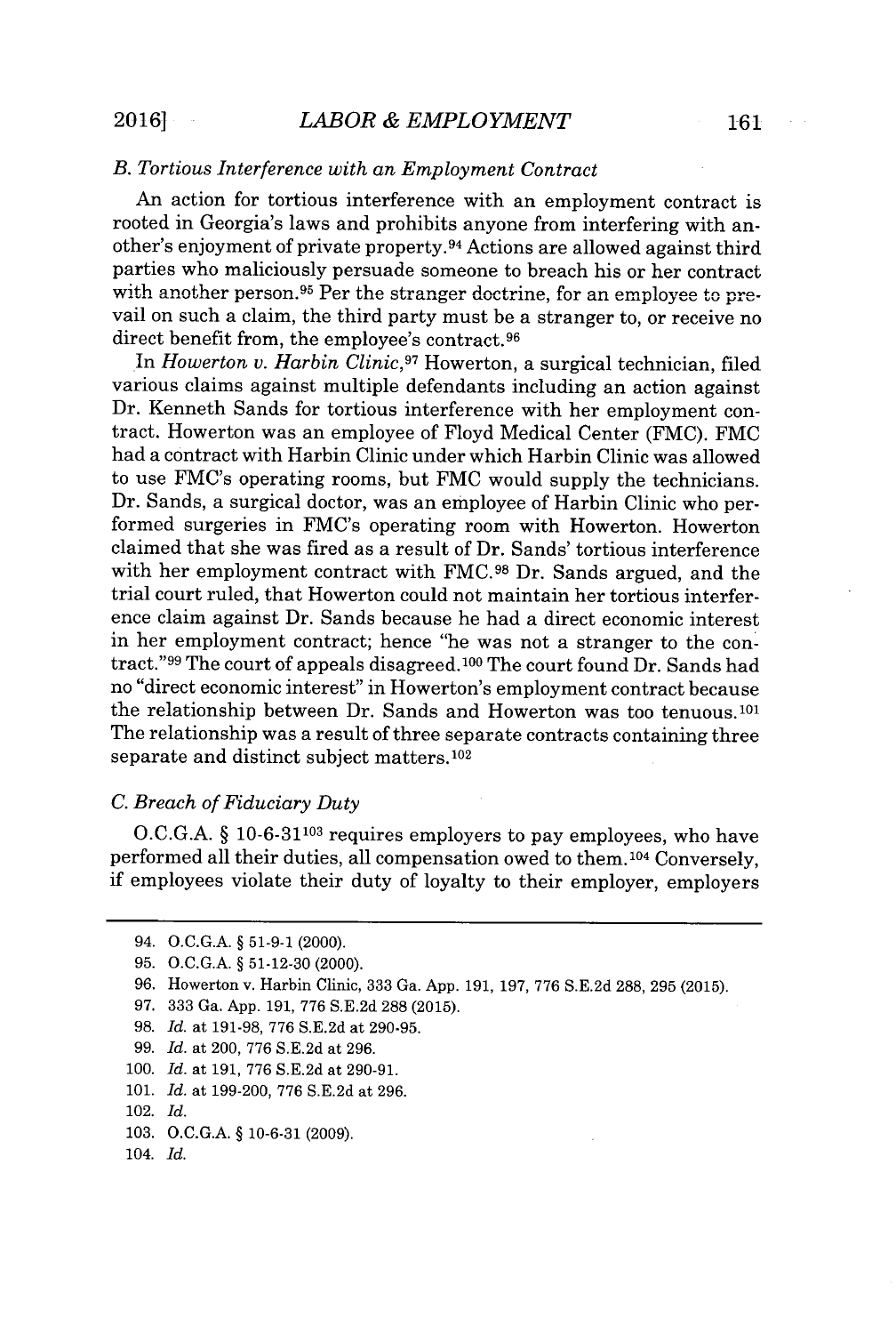### B. Tortious Interference with an Employment Contract

An action for tortious interference with an employment contract is rooted in Georgia's laws and prohibits anyone from interfering with another's enjoyment of private property.[94] Actions are allowed against third parties who maliciously persuade someone to breach his or her contract with another person.[95] Per the stranger doctrine, for an employee to prevail on such a claim, the third party must be a stranger to, or receive no direct benefit from, the employee's contract.[96]

In *Howerton v. Harbin Clinic*,[97] Howerton, a surgical technician, filed various claims against multiple defendants including an action against Dr. Kenneth Sands for tortious interference with her employment contract. Howerton was an employee of Floyd Medical Center (FMC). FMC had a contract with Harbin Clinic under which Harbin Clinic was allowed to use FMC's operating rooms, but FMC would supply the technicians. Dr. Sands, a surgical doctor, was an employee of Harbin Clinic who performed surgeries in FMC's operating room with Howerton. Howerton claimed that she was fired as a result of Dr. Sands' tortious interference with her employment contract with FMC.[98] Dr. Sands argued, and the trial court ruled, that Howerton could not maintain her tortious interference claim against Dr. Sands because he had a direct economic interest in her employment contract; hence "he was not a stranger to the contract."[99] The court of appeals disagreed.[100] The court found Dr. Sands had no "direct economic interest" in Howerton's employment contract because the relationship between Dr. Sands and Howerton was too tenuous.[101] The relationship was a result of three separate contracts containing three separate and distinct subject matters.[102]

### C. Breach of Fiduciary Duty

O.C.G.A. § 10-6-31[103] requires employers to pay employees, who have performed all their duties, all compensation owed to them.[104] Conversely, if employees violate their duty of loyalty to their employer, employers

---

94. O.C.G.A. § 51-9-1 (2000).
95. O.C.G.A. § 51-12-30 (2000).
96. Howerton v. Harbin Clinic, 333 Ga. App. 191, 197, 776 S.E.2d 288, 295 (2015).
97. 333 Ga. App. 191, 776 S.E.2d 288 (2015).
98. *Id.* at 191-98, 776 S.E.2d at 290-95.
99. *Id.* at 200, 776 S.E.2d at 296.
100. *Id.* at 191, 776 S.E.2d at 290-91.
101. *Id.* at 199-200, 776 S.E.2d at 296.
102. *Id.*
103. O.C.G.A. § 10-6-31 (2009).
104. *Id.*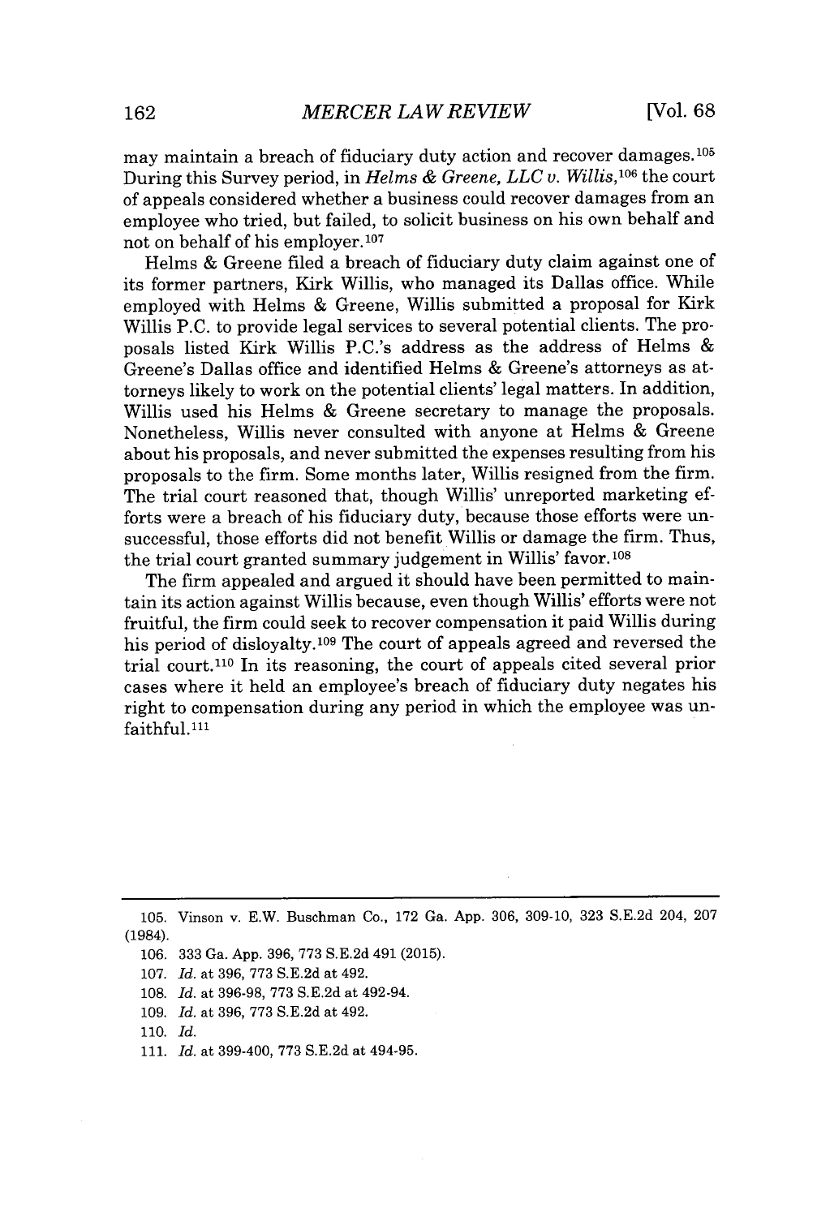may maintain a breach of fiduciary duty action and recover damages.[105] During this Survey period, in *Helms & Greene, LLC v. Willis*,[106] the court of appeals considered whether a business could recover damages from an employee who tried, but failed, to solicit business on his own behalf and not on behalf of his employer.[107]

Helms & Greene filed a breach of fiduciary duty claim against one of its former partners, Kirk Willis, who managed its Dallas office. While employed with Helms & Greene, Willis submitted a proposal for Kirk Willis P.C. to provide legal services to several potential clients. The proposals listed Kirk Willis P.C.'s address as the address of Helms & Greene's Dallas office and identified Helms & Greene's attorneys as attorneys likely to work on the potential clients' legal matters. In addition, Willis used his Helms & Greene secretary to manage the proposals. Nonetheless, Willis never consulted with anyone at Helms & Greene about his proposals, and never submitted the expenses resulting from his proposals to the firm. Some months later, Willis resigned from the firm. The trial court reasoned that, though Willis' unreported marketing efforts were a breach of his fiduciary duty, because those efforts were unsuccessful, those efforts did not benefit Willis or damage the firm. Thus, the trial court granted summary judgement in Willis' favor.[108]

The firm appealed and argued it should have been permitted to maintain its action against Willis because, even though Willis' efforts were not fruitful, the firm could seek to recover compensation it paid Willis during his period of disloyalty.[109] The court of appeals agreed and reversed the trial court.[110] In its reasoning, the court of appeals cited several prior cases where it held an employee's breach of fiduciary duty negates his right to compensation during any period in which the employee was unfaithful.[111]

---

105. Vinson v. E.W. Buschman Co., 172 Ga. App. 306, 309-10, 323 S.E.2d 204, 207 (1984).

106. 333 Ga. App. 396, 773 S.E.2d 491 (2015).

107. *Id.* at 396, 773 S.E.2d at 492.

108. *Id.* at 396-98, 773 S.E.2d at 492-94.

109. *Id.* at 396, 773 S.E.2d at 492.

110. *Id.*

111. *Id.* at 399-400, 773 S.E.2d at 494-95.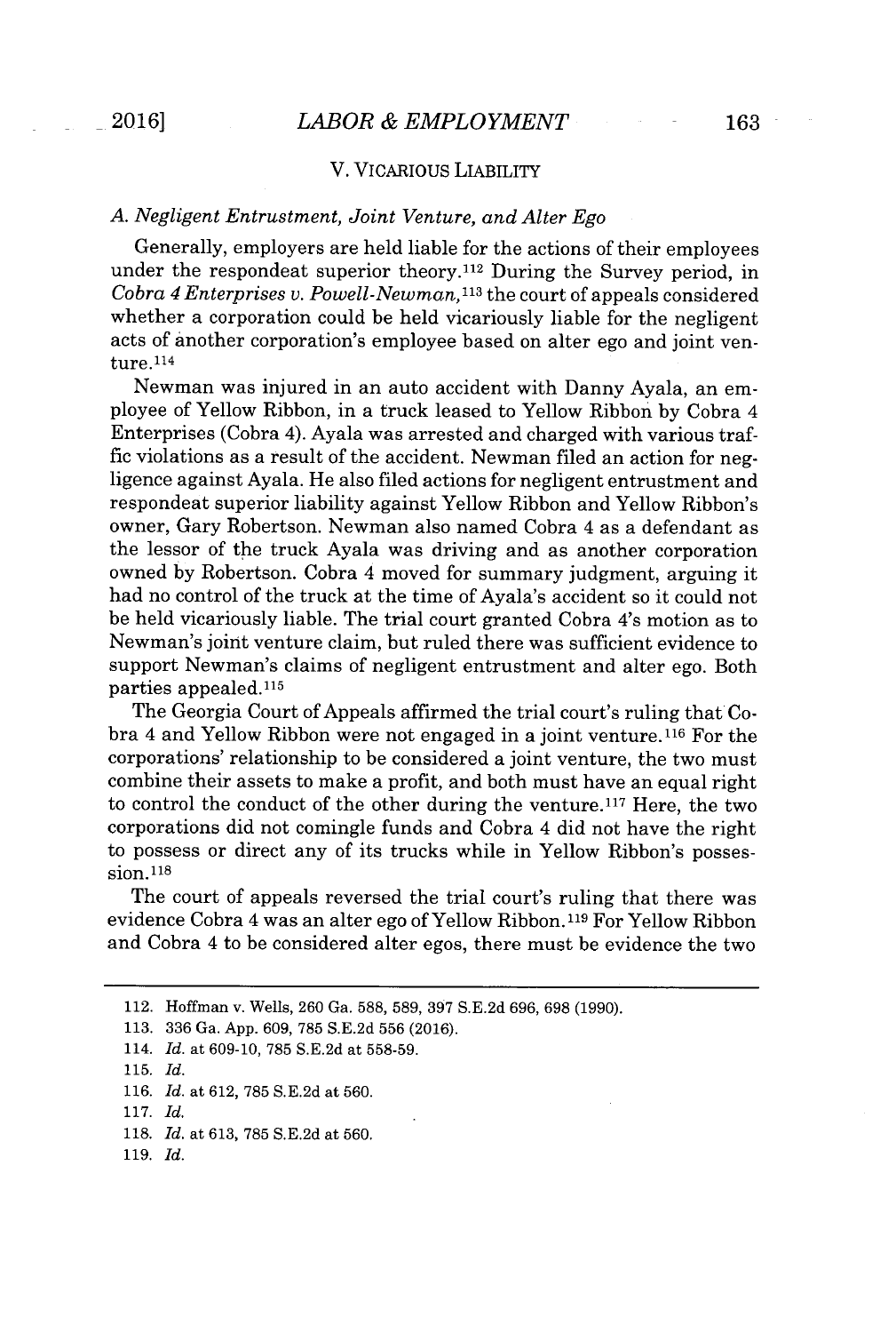## V. VICARIOUS LIABILITY

### *A. Negligent Entrustment, Joint Venture, and Alter Ego*

Generally, employers are held liable for the actions of their employees under the respondeat superior theory.[112] During the Survey period, in *Cobra 4 Enterprises v. Powell-Newman*,[113] the court of appeals considered whether a corporation could be held vicariously liable for the negligent acts of another corporation's employee based on alter ego and joint venture.[114]

Newman was injured in an auto accident with Danny Ayala, an employee of Yellow Ribbon, in a truck leased to Yellow Ribbon by Cobra 4 Enterprises (Cobra 4). Ayala was arrested and charged with various traffic violations as a result of the accident. Newman filed an action for negligence against Ayala. He also filed actions for negligent entrustment and respondeat superior liability against Yellow Ribbon and Yellow Ribbon's owner, Gary Robertson. Newman also named Cobra 4 as a defendant as the lessor of the truck Ayala was driving and as another corporation owned by Robertson. Cobra 4 moved for summary judgment, arguing it had no control of the truck at the time of Ayala's accident so it could not be held vicariously liable. The trial court granted Cobra 4's motion as to Newman's joint venture claim, but ruled there was sufficient evidence to support Newman's claims of negligent entrustment and alter ego. Both parties appealed.[115]

The Georgia Court of Appeals affirmed the trial court's ruling that Cobra 4 and Yellow Ribbon were not engaged in a joint venture.[116] For the corporations' relationship to be considered a joint venture, the two must combine their assets to make a profit, and both must have an equal right to control the conduct of the other during the venture.[117] Here, the two corporations did not comingle funds and Cobra 4 did not have the right to possess or direct any of its trucks while in Yellow Ribbon's possession.[118]

The court of appeals reversed the trial court's ruling that there was evidence Cobra 4 was an alter ego of Yellow Ribbon.[119] For Yellow Ribbon and Cobra 4 to be considered alter egos, there must be evidence the two

---

112. Hoffman v. Wells, 260 Ga. 588, 589, 397 S.E.2d 696, 698 (1990).

113. 336 Ga. App. 609, 785 S.E.2d 556 (2016).

114. *Id.* at 609-10, 785 S.E.2d at 558-59.

115. *Id.*

116. *Id.* at 612, 785 S.E.2d at 560.

117. *Id.*

118. *Id.* at 613, 785 S.E.2d at 560.

119. *Id.*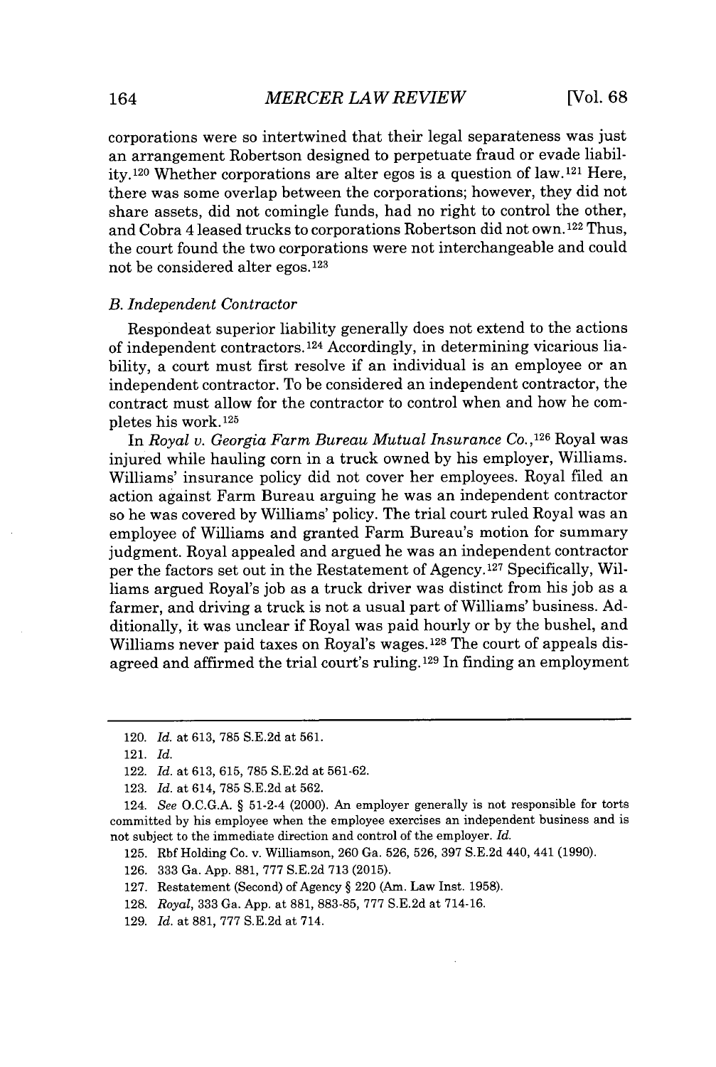corporations were so intertwined that their legal separateness was just an arrangement Robertson designed to perpetuate fraud or evade liability.[120] Whether corporations are alter egos is a question of law.[121] Here, there was some overlap between the corporations; however, they did not share assets, did not comingle funds, had no right to control the other, and Cobra 4 leased trucks to corporations Robertson did not own.[122] Thus, the court found the two corporations were not interchangeable and could not be considered alter egos.[123]

### *B. Independent Contractor*

Respondeat superior liability generally does not extend to the actions of independent contractors.[124] Accordingly, in determining vicarious liability, a court must first resolve if an individual is an employee or an independent contractor. To be considered an independent contractor, the contract must allow for the contractor to control when and how he completes his work.[125]

In *Royal v. Georgia Farm Bureau Mutual Insurance Co.*,[126] Royal was injured while hauling corn in a truck owned by his employer, Williams. Williams' insurance policy did not cover her employees. Royal filed an action against Farm Bureau arguing he was an independent contractor so he was covered by Williams' policy. The trial court ruled Royal was an employee of Williams and granted Farm Bureau's motion for summary judgment. Royal appealed and argued he was an independent contractor per the factors set out in the Restatement of Agency.[127] Specifically, Williams argued Royal's job as a truck driver was distinct from his job as a farmer, and driving a truck is not a usual part of Williams' business. Additionally, it was unclear if Royal was paid hourly or by the bushel, and Williams never paid taxes on Royal's wages.[128] The court of appeals disagreed and affirmed the trial court's ruling.[129] In finding an employment

---

120. *Id.* at 613, 785 S.E.2d at 561.

121. *Id.*

122. *Id.* at 613, 615, 785 S.E.2d at 561-62.

123. *Id.* at 614, 785 S.E.2d at 562.

124. *See* O.C.G.A. § 51-2-4 (2000). An employer generally is not responsible for torts committed by his employee when the employee exercises an independent business and is not subject to the immediate direction and control of the employer. *Id.*

125. Rbf Holding Co. v. Williamson, 260 Ga. 526, 526, 397 S.E.2d 440, 441 (1990).

126. 333 Ga. App. 881, 777 S.E.2d 713 (2015).

127. Restatement (Second) of Agency § 220 (Am. Law Inst. 1958).

128. *Royal*, 333 Ga. App. at 881, 883-85, 777 S.E.2d at 714-16.

129. *Id.* at 881, 777 S.E.2d at 714.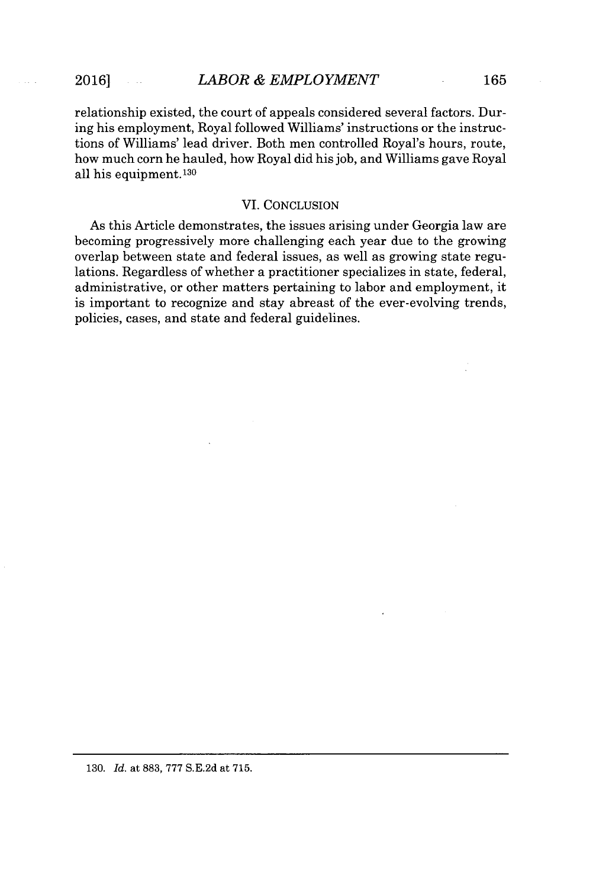relationship existed, the court of appeals considered several factors. During his employment, Royal followed Williams' instructions or the instructions of Williams' lead driver. Both men controlled Royal's hours, route, how much corn he hauled, how Royal did his job, and Williams gave Royal all his equipment.[130]

## VI. CONCLUSION

As this Article demonstrates, the issues arising under Georgia law are becoming progressively more challenging each year due to the growing overlap between state and federal issues, as well as growing state regulations. Regardless of whether a practitioner specializes in state, federal, administrative, or other matters pertaining to labor and employment, it is important to recognize and stay abreast of the ever-evolving trends, policies, cases, and state and federal guidelines.

---

130. *Id.* at 883, 777 S.E.2d at 715.